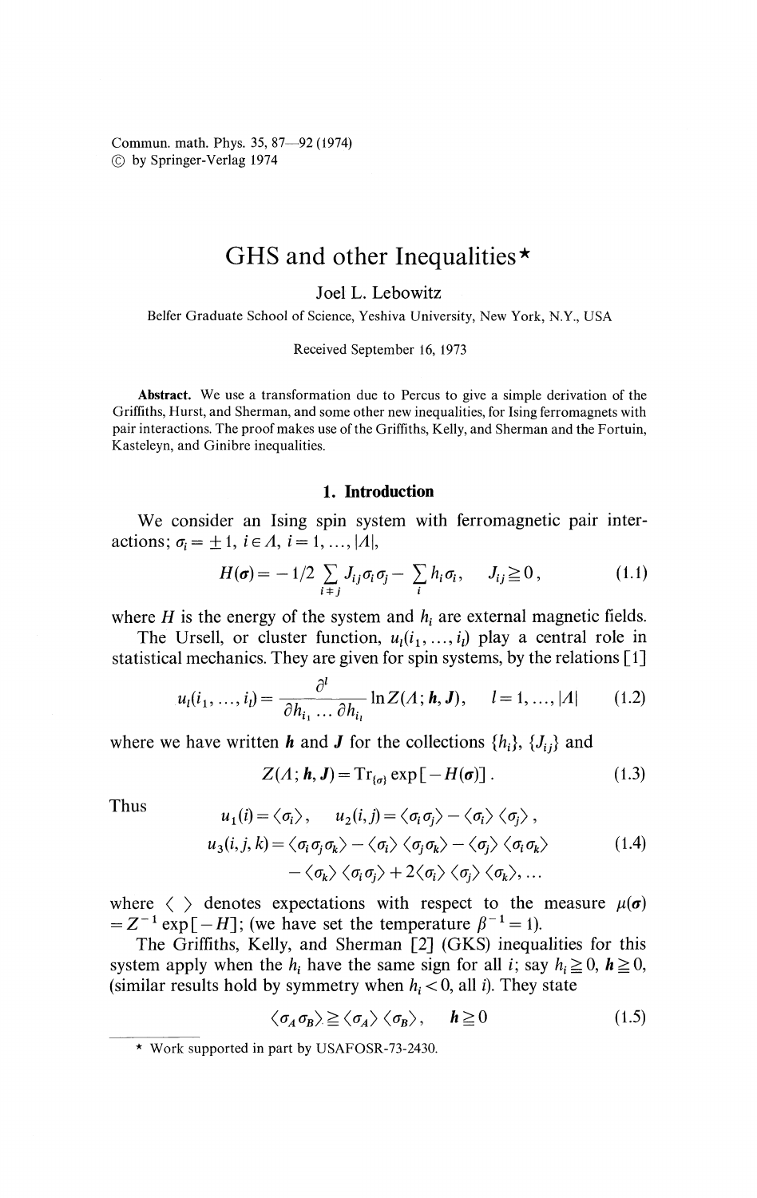# GHS and other Inequalities*

Joel L. Lebowitz

Belfer Graduate School of Science, Yeshiva University, New York, N.Y., USA

Received September 16, 1973

**Abstract.** We use a transformation due to Percus to give a simple derivation of the Griffiths, Hurst, and Sherman, and some other new inequalities, for Ising ferromagnets with pair interactions. The proof makes use of the Griffiths, Kelly, and Sherman and the Fortuin, Kasteleyn, and Ginibre inequalities.

## 1. Introduction

We consider an Ising spin system with ferromagnetic pair interactions; $\sigma_i = \pm 1$, $i \in \Lambda$, $i = 1, \ldots, |\Lambda|$,

$$H(\boldsymbol{\sigma}) = -1/2 \sum_{i \neq j} J_{ij} \sigma_i \sigma_j - \sum_i h_i \sigma_i, \quad J_{ij} \geqq 0, \tag{1.1}$$

where $H$ is the energy of the system and $h_i$ are external magnetic fields.

The Ursell, or cluster function, $u_l(i_1, \ldots, i_l)$ play a central role in statistical mechanics. They are given for spin systems, by the relations [1]

$$u_l(i_1, \ldots, i_l) = \frac{\partial^l}{\partial h_{i_1} \ldots \partial h_{i_l}} \ln Z(\Lambda; \boldsymbol{h}, \boldsymbol{J}), \quad l = 1, \ldots, |\Lambda| \tag{1.2}$$

where we have written $\boldsymbol{h}$ and $\boldsymbol{J}$ for the collections $\{h_i\}$, $\{J_{ij}\}$ and

$$Z(\Lambda; \boldsymbol{h}, \boldsymbol{J}) = \mathrm{Tr}_{\{\sigma\}} \exp[-H(\boldsymbol{\sigma})]. \tag{1.3}$$

Thus

$$\begin{aligned} u_1(i) &= \langle \sigma_i \rangle, \quad u_2(i,j) = \langle \sigma_i \sigma_j \rangle - \langle \sigma_i \rangle \langle \sigma_j \rangle, \\ u_3(i,j,k) &= \langle \sigma_i \sigma_j \sigma_k \rangle - \langle \sigma_i \rangle \langle \sigma_j \sigma_k \rangle - \langle \sigma_j \rangle \langle \sigma_i \sigma_k \rangle \\ &\quad - \langle \sigma_k \rangle \langle \sigma_i \sigma_j \rangle + 2 \langle \sigma_i \rangle \langle \sigma_j \rangle \langle \sigma_k \rangle, \ldots \end{aligned} \tag{1.4}$$

where $\langle \; \rangle$ denotes expectations with respect to the measure $\mu(\boldsymbol{\sigma}) = Z^{-1} \exp[-H]$; (we have set the temperature $\beta^{-1} = 1$).

The Griffiths, Kelly, and Sherman [2] (GKS) inequalities for this system apply when the $h_i$ have the same sign for all $i$; say $h_i \geqq 0$, $\boldsymbol{h} \geqq 0$, (similar results hold by symmetry when $h_i < 0$, all $i$). They state

$$\langle \sigma_A \sigma_B \rangle \geqq \langle \sigma_A \rangle \langle \sigma_B \rangle, \quad \boldsymbol{h} \geqq 0 \tag{1.5}$$

* Work supported in part by USAFOSR-73-2430.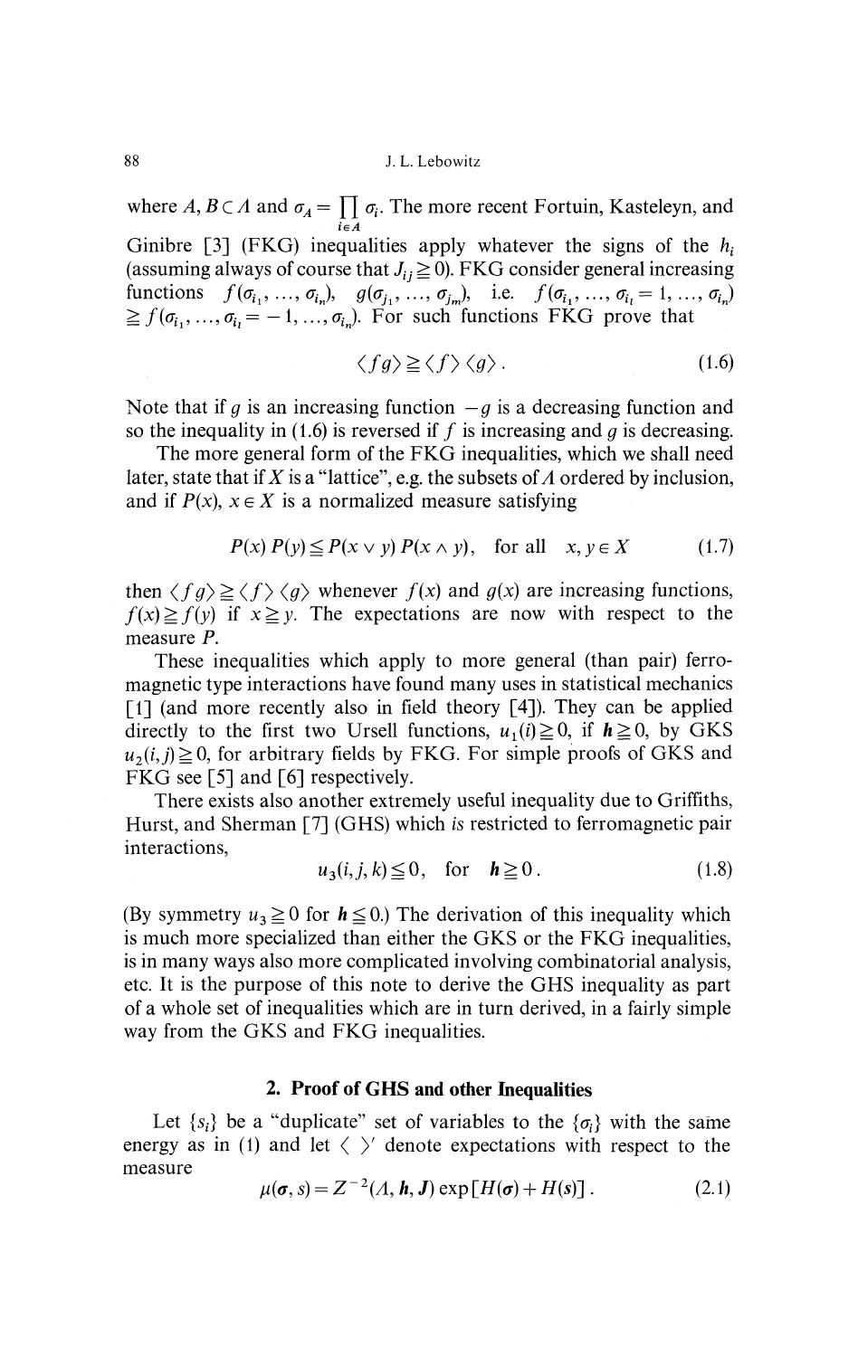where $A, B \subset \Lambda$ and $\sigma_A = \prod_{i \in A} \sigma_i$. The more recent Fortuin, Kasteleyn, and Ginibre [3] (FKG) inequalities apply whatever the signs of the $h_i$ (assuming always of course that $J_{ij} \geqq 0$). FKG consider general increasing functions $f(\sigma_{i_1}, \ldots, \sigma_{i_n})$, $g(\sigma_{j_1}, \ldots, \sigma_{j_m})$, i.e. $f(\sigma_{i_1}, \ldots, \sigma_{i_l} = 1, \ldots, \sigma_{i_n}) \geqq f(\sigma_{i_1}, \ldots, \sigma_{i_l} = -1, \ldots, \sigma_{i_n})$. For such functions FKG prove that

$$\langle fg \rangle \geqq \langle f \rangle \langle g \rangle . \tag{1.6}$$

Note that if $g$ is an increasing function $-g$ is a decreasing function and so the inequality in (1.6) is reversed if $f$ is increasing and $g$ is decreasing.

The more general form of the FKG inequalities, which we shall need later, state that if $X$ is a "lattice", e.g. the subsets of $\Lambda$ ordered by inclusion, and if $P(x)$, $x \in X$ is a normalized measure satisfying

$$P(x)\,P(y) \leqq P(x \vee y)\,P(x \wedge y), \quad \text{for all} \quad x, y \in X \tag{1.7}$$

then $\langle fg \rangle \geqq \langle f \rangle \langle g \rangle$ whenever $f(x)$ and $g(x)$ are increasing functions, $f(x) \geqq f(y)$ if $x \geqq y$. The expectations are now with respect to the measure $P$.

These inequalities which apply to more general (than pair) ferromagnetic type interactions have found many uses in statistical mechanics [1] (and more recently also in field theory [4]). They can be applied directly to the first two Ursell functions, $u_1(i) \geqq 0$, if $\boldsymbol{h} \geqq 0$, by GKS $u_2(i,j) \geqq 0$, for arbitrary fields by FKG. For simple proofs of GKS and FKG see [5] and [6] respectively.

There exists also another extremely useful inequality due to Griffiths, Hurst, and Sherman [7] (GHS) which *is* restricted to ferromagnetic pair interactions,

$$u_3(i,j,k) \leqq 0, \quad \text{for} \quad \boldsymbol{h} \geqq 0 . \tag{1.8}$$

(By symmetry $u_3 \geqq 0$ for $\boldsymbol{h} \leqq 0$.) The derivation of this inequality which is much more specialized than either the GKS or the FKG inequalities, is in many ways also more complicated involving combinatorial analysis, etc. It is the purpose of this note to derive the GHS inequality as part of a whole set of inequalities which are in turn derived, in a fairly simple way from the GKS and FKG inequalities.

## 2. Proof of GHS and other Inequalities

Let $\{s_i\}$ be a "duplicate" set of variables to the $\{\sigma_i\}$ with the same energy as in (1) and let $\langle \ \rangle'$ denote expectations with respect to the measure

$$\mu(\boldsymbol{\sigma}, s) = Z^{-2}(\Lambda, \boldsymbol{h}, \boldsymbol{J}) \exp[H(\boldsymbol{\sigma}) + H(s)] . \tag{2.1}$$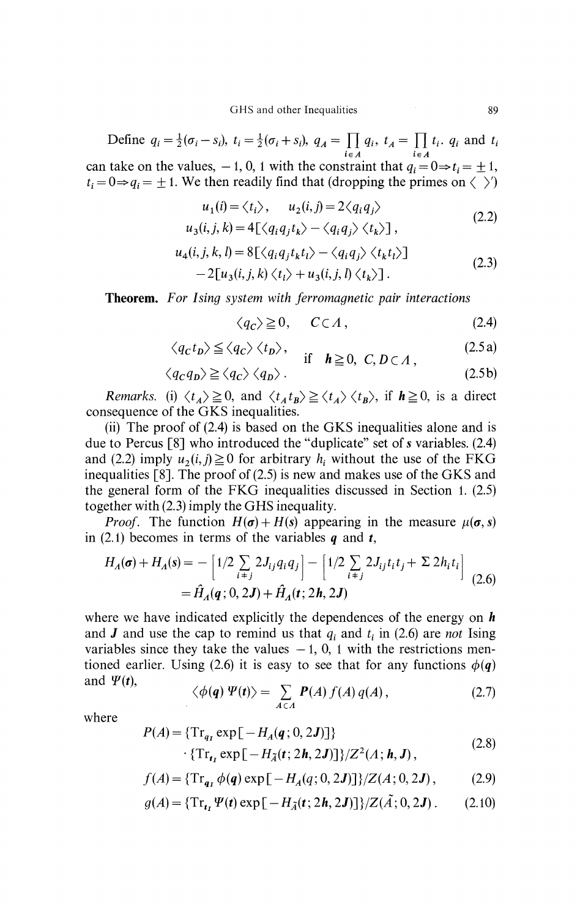Define $q_i = \frac{1}{2}(\sigma_i - s_i)$, $t_i = \frac{1}{2}(\sigma_i + s_i)$, $q_A = \prod_{i \in A} q_i$, $t_A = \prod_{i \in A} t_i$. $q_i$ and $t_i$ can take on the values, $-1, 0, 1$ with the constraint that $q_i = 0 \Rightarrow t_i = \pm 1$, $t_i = 0 \Rightarrow q_i = \pm 1$. We then readily find that (dropping the primes on $\langle\ \rangle'$)

$$u_1(i) = \langle t_i \rangle, \quad u_2(i,j) = 2\langle q_i q_j \rangle$$
$$u_3(i,j,k) = 4[\langle q_i q_j t_k \rangle - \langle q_i q_j \rangle \langle t_k \rangle], \tag{2.2}$$

$$u_4(i,j,k,l) = 8[\langle q_i q_j t_k t_l \rangle - \langle q_i q_j \rangle \langle t_k t_l \rangle]$$
$$-2[u_3(i,j,k)\langle t_l \rangle + u_3(i,j,l)\langle t_k \rangle]. \tag{2.3}$$

**Theorem.** *For Ising system with ferromagnetic pair interactions*

$$\langle q_C \rangle \geqq 0, \quad C \subset \Lambda, \tag{2.4}$$

$$\langle q_C t_D \rangle \leqq \langle q_C \rangle \langle t_D \rangle, \quad \text{if} \quad \boldsymbol{h} \geqq 0, \ C, D \subset \Lambda, \tag{2.5a}$$

$$\langle q_C q_D \rangle \geqq \langle q_C \rangle \langle q_D \rangle. \tag{2.5b}$$

*Remarks.* (i) $\langle t_A \rangle \geqq 0$, and $\langle t_A t_B \rangle \geqq \langle t_A \rangle \langle t_B \rangle$, if $\boldsymbol{h} \geqq 0$, is a direct consequence of the GKS inequalities.

(ii) The proof of (2.4) is based on the GKS inequalities alone and is due to Percus [8] who introduced the "duplicate" set of $\boldsymbol{s}$ variables. (2.4) and (2.2) imply $u_2(i,j) \geqq 0$ for arbitrary $h_i$ without the use of the FKG inequalities [8]. The proof of (2.5) is new and makes use of the GKS and the general form of the FKG inequalities discussed in Section 1. (2.5) together with (2.3) imply the GHS inequality.

*Proof.* The function $H(\boldsymbol{\sigma}) + H(\boldsymbol{s})$ appearing in the measure $\mu(\boldsymbol{\sigma}, \boldsymbol{s})$ in (2.1) becomes in terms of the variables $\boldsymbol{q}$ and $\boldsymbol{t}$,

$$\begin{aligned} H_\Lambda(\boldsymbol{\sigma}) + H_\Lambda(\boldsymbol{s}) &= -\left[1/2 \sum_{i \neq j} 2J_{ij} q_i q_j\right] - \left[1/2 \sum_{i \neq j} 2J_{ij} t_i t_j + \Sigma\, 2h_i t_i\right] \\ &= \hat{H}_\Lambda(\boldsymbol{q}; 0, 2\boldsymbol{J}) + \hat{H}_\Lambda(\boldsymbol{t}; 2\boldsymbol{h}, 2\boldsymbol{J}) \end{aligned} \tag{2.6}$$

where we have indicated explicitly the dependences of the energy on $\boldsymbol{h}$ and $\boldsymbol{J}$ and use the cap to remind us that $q_i$ and $t_i$ in (2.6) are *not* Ising variables since they take the values $-1, 0, 1$ with the restrictions mentioned earlier. Using (2.6) it is easy to see that for any functions $\phi(\boldsymbol{q})$ and $\Psi(\boldsymbol{t})$,

$$\langle \phi(\boldsymbol{q}) \Psi(\boldsymbol{t}) \rangle = \sum_{A \subset \Lambda} P(A) f(A) g(A), \tag{2.7}$$

where

$$P(A) = \{\mathrm{Tr}_{q_I} \exp[-H_A(\boldsymbol{q}; 0, 2\boldsymbol{J})]\} \cdot \{\mathrm{Tr}_{t_I} \exp[-H_{\tilde{A}}(\boldsymbol{t}; 2\boldsymbol{h}, 2\boldsymbol{J})]\} / Z^2(\Lambda; \boldsymbol{h}, \boldsymbol{J}), \tag{2.8}$$

$$f(A) = \{\mathrm{Tr}_{q_I} \phi(\boldsymbol{q}) \exp[-H_A(q; 0, 2\boldsymbol{J})]\} / Z(A; 0, 2\boldsymbol{J}), \tag{2.9}$$

$$g(A) = \{\mathrm{Tr}_{t_I} \Psi(\boldsymbol{t}) \exp[-H_{\tilde{A}}(\boldsymbol{t}; 2\boldsymbol{h}, 2\boldsymbol{J})]\} / Z(\tilde{A}; 0, 2\boldsymbol{J}). \tag{2.10}$$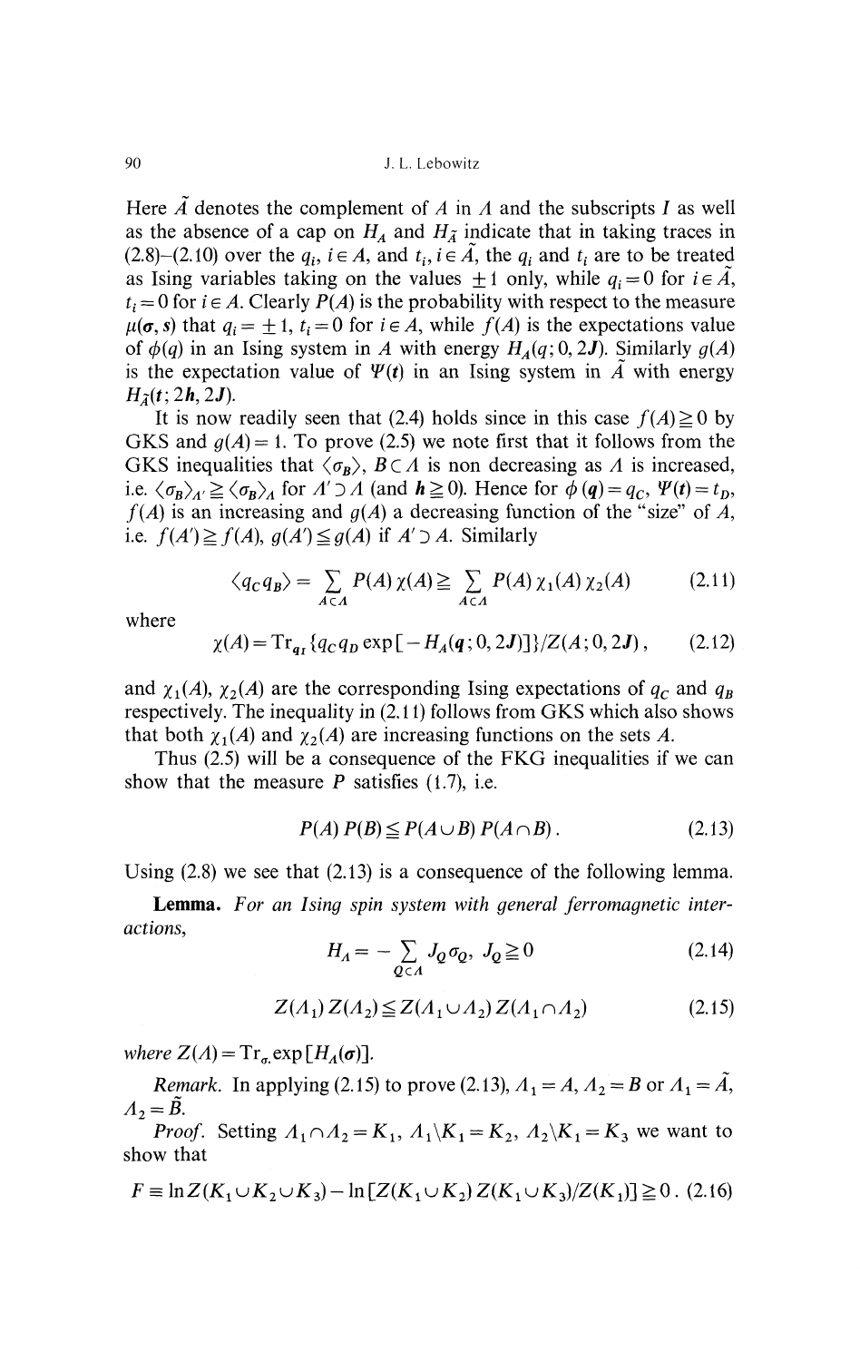Here $\tilde{A}$ denotes the complement of $A$ in $\Lambda$ and the subscripts $I$ as well as the absence of a cap on $H_A$ and $H_{\tilde{A}}$ indicate that in taking traces in (2.8)–(2.10) over the $q_i$, $i \in A$, and $t_i$, $i \in \tilde{A}$, the $q_i$ and $t_i$ are to be treated as Ising variables taking on the values $\pm 1$ only, while $q_i = 0$ for $i \in \tilde{A}$, $t_i = 0$ for $i \in A$. Clearly $P(A)$ is the probability with respect to the measure $\mu(\boldsymbol{\sigma}, \boldsymbol{s})$ that $q_i = \pm 1$, $t_i = 0$ for $i \in A$, while $f(A)$ is the expectations value of $\phi(q)$ in an Ising system in $A$ with energy $H_A(q; 0, 2\boldsymbol{J})$. Similarly $g(A)$ is the expectation value of $\Psi(\boldsymbol{t})$ in an Ising system in $\tilde{A}$ with energy $H_{\tilde{A}}(\boldsymbol{t}; 2\boldsymbol{h}, 2\boldsymbol{J})$.

It is now readily seen that (2.4) holds since in this case $f(A) \geqq 0$ by GKS and $g(A) = 1$. To prove (2.5) we note first that it follows from the GKS inequalities that $\langle \sigma_B \rangle$, $B \subset \Lambda$ is non decreasing as $\Lambda$ is increased, i.e. $\langle \sigma_B \rangle_{\Lambda'} \geqq \langle \sigma_B \rangle_{\Lambda}$ for $\Lambda' \supset \Lambda$ (and $\boldsymbol{h} \geqq 0$). Hence for $\phi(\boldsymbol{q}) = q_C$, $\Psi(\boldsymbol{t}) = t_D$, $f(A)$ is an increasing and $g(A)$ a decreasing function of the "size" of $A$, i.e. $f(A') \geqq f(A)$, $g(A') \leqq g(A)$ if $A' \supset A$. Similarly

$$\langle q_C q_B \rangle = \sum_{A \subset \Lambda} P(A)\, \chi(A) \geqq \sum_{A \subset \Lambda} P(A)\, \chi_1(A)\, \chi_2(A) \tag{2.11}$$

where

$$\chi(A) = \mathrm{Tr}_{q_I} \{ q_C q_D \exp[-H_A(\boldsymbol{q}; 0, 2\boldsymbol{J})] \} / Z(A; 0, 2\boldsymbol{J}), \tag{2.12}$$

and $\chi_1(A)$, $\chi_2(A)$ are the corresponding Ising expectations of $q_C$ and $q_B$ respectively. The inequality in (2.11) follows from GKS which also shows that both $\chi_1(A)$ and $\chi_2(A)$ are increasing functions on the sets $A$.

Thus (2.5) will be a consequence of the FKG inequalities if we can show that the measure $P$ satisfies (1.7), i.e.

$$P(A)\, P(B) \leqq P(A \cup B)\, P(A \cap B). \tag{2.13}$$

Using (2.8) we see that (2.13) is a consequence of the following lemma.

**Lemma.** *For an Ising spin system with general ferromagnetic interactions,*

$$H_\Lambda = - \sum_{Q \subset \Lambda} J_Q \sigma_Q, \; J_Q \geqq 0 \tag{2.14}$$

$$Z(\Lambda_1)\, Z(\Lambda_2) \leqq Z(\Lambda_1 \cup \Lambda_2)\, Z(\Lambda_1 \cap \Lambda_2) \tag{2.15}$$

*where* $Z(\Lambda) = \mathrm{Tr}_\sigma \exp[H_\Lambda(\boldsymbol{\sigma})]$.

*Remark.* In applying (2.15) to prove (2.13), $\Lambda_1 = A$, $\Lambda_2 = B$ or $\Lambda_1 = \tilde{A}$, $\Lambda_2 = \tilde{B}$.

*Proof.* Setting $\Lambda_1 \cap \Lambda_2 = K_1$, $\Lambda_1 \backslash K_1 = K_2$, $\Lambda_2 \backslash K_1 = K_3$ we want to show that

$$F \equiv \ln Z(K_1 \cup K_2 \cup K_3) - \ln[Z(K_1 \cup K_2)\, Z(K_1 \cup K_3) / Z(K_1)] \geqq 0. \tag{2.16}$$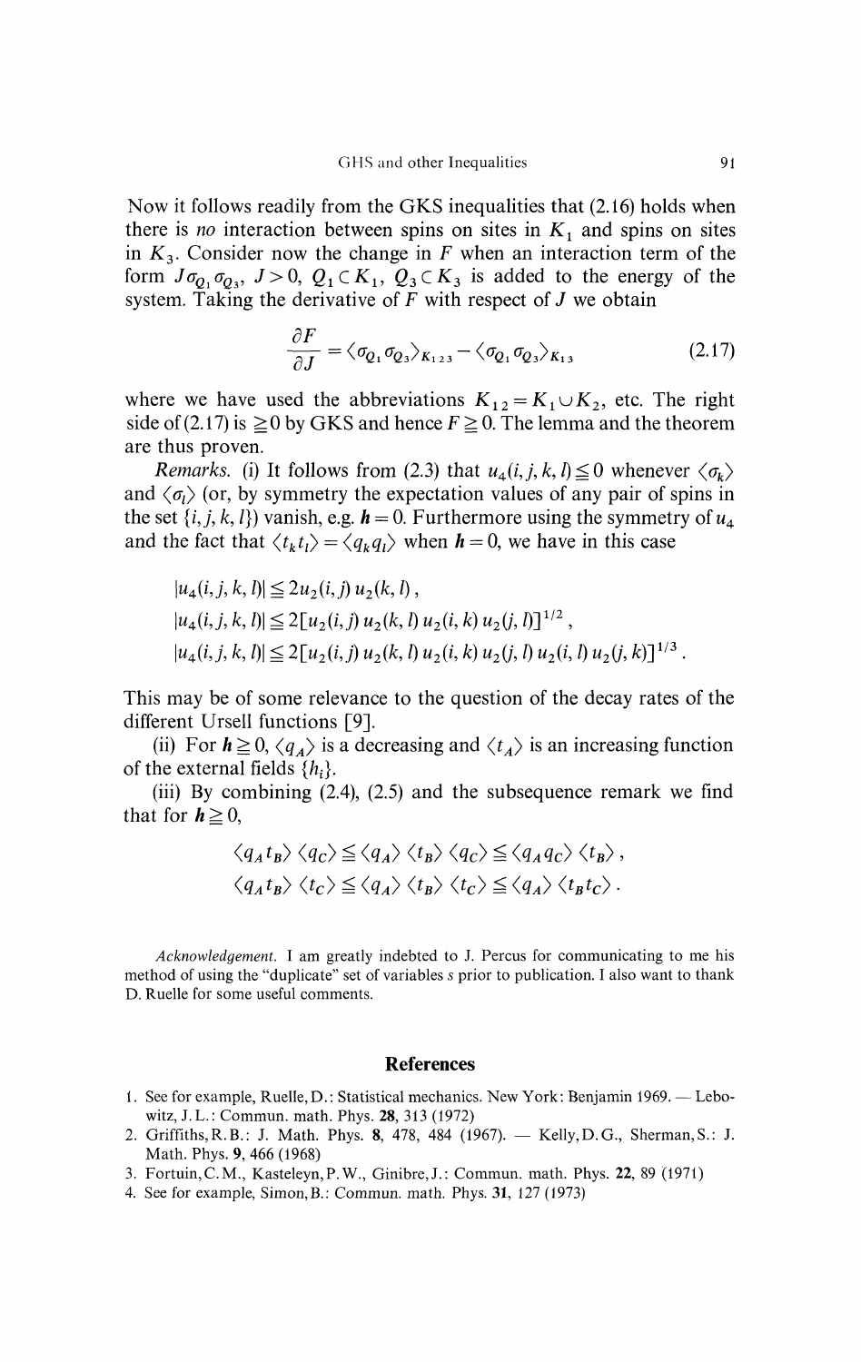Now it follows readily from the GKS inequalities that (2.16) holds when there is *no* interaction between spins on sites in $K_1$ and spins on sites in $K_3$. Consider now the change in $F$ when an interaction term of the form $J\sigma_{Q_1}\sigma_{Q_3}$, $J>0$, $Q_1 \subset K_1$, $Q_3 \subset K_3$ is added to the energy of the system. Taking the derivative of $F$ with respect of $J$ we obtain

$$\frac{\partial F}{\partial J} = \langle \sigma_{Q_1}\sigma_{Q_3}\rangle_{K_{123}} - \langle \sigma_{Q_1}\sigma_{Q_3}\rangle_{K_{13}} \tag{2.17}$$

where we have used the abbreviations $K_{12} = K_1 \cup K_2$, etc. The right side of (2.17) is $\geqq 0$ by GKS and hence $F \geqq 0$. The lemma and the theorem are thus proven.

*Remarks.* (i) It follows from (2.3) that $u_4(i,j,k,l) \leqq 0$ whenever $\langle \sigma_k \rangle$ and $\langle \sigma_l \rangle$ (or, by symmetry the expectation values of any pair of spins in the set $\{i,j,k,l\}$) vanish, e.g. $\boldsymbol{h}=0$. Furthermore using the symmetry of $u_4$ and the fact that $\langle t_k t_l \rangle = \langle q_k q_l \rangle$ when $\boldsymbol{h}=0$, we have in this case

$$|u_4(i,j,k,l)| \leqq 2u_2(i,j)\, u_2(k,l)\,,$$

$$|u_4(i,j,k,l)| \leqq 2[u_2(i,j)\, u_2(k,l)\, u_2(i,k)\, u_2(j,l)]^{1/2}\,,$$

$$|u_4(i,j,k,l)| \leqq 2[u_2(i,j)\, u_2(k,l)\, u_2(i,k)\, u_2(j,l)\, u_2(i,l)\, u_2(j,k)]^{1/3}\,.$$

This may be of some relevance to the question of the decay rates of the different Ursell functions [9].

(ii) For $\boldsymbol{h} \geqq 0$, $\langle q_A \rangle$ is a decreasing and $\langle t_A \rangle$ is an increasing function of the external fields $\{h_i\}$.

(iii) By combining (2.4), (2.5) and the subsequence remark we find that for $\boldsymbol{h} \geqq 0$,

$$\langle q_A t_B \rangle \langle q_C \rangle \leqq \langle q_A \rangle \langle t_B \rangle \langle q_C \rangle \leqq \langle q_A q_C \rangle \langle t_B \rangle\,,$$

$$\langle q_A t_B \rangle \langle t_C \rangle \leqq \langle q_A \rangle \langle t_B \rangle \langle t_C \rangle \leqq \langle q_A \rangle \langle t_B t_C \rangle\,.$$

*Acknowledgement.* I am greatly indebted to J. Percus for communicating to me his method of using the "duplicate" set of variables $s$ prior to publication. I also want to thank D. Ruelle for some useful comments.

## References

1. See for example, Ruelle, D.: Statistical mechanics. New York: Benjamin 1969. — Lebowitz, J. L.: Commun. math. Phys. **28**, 313 (1972)
2. Griffiths, R. B.: J. Math. Phys. **8**, 478, 484 (1967). — Kelly, D. G., Sherman, S.: J. Math. Phys. **9**, 466 (1968)
3. Fortuin, C. M., Kasteleyn, P. W., Ginibre, J.: Commun. math. Phys. **22**, 89 (1971)
4. See for example, Simon, B.: Commun. math. Phys. **31**, 127 (1973)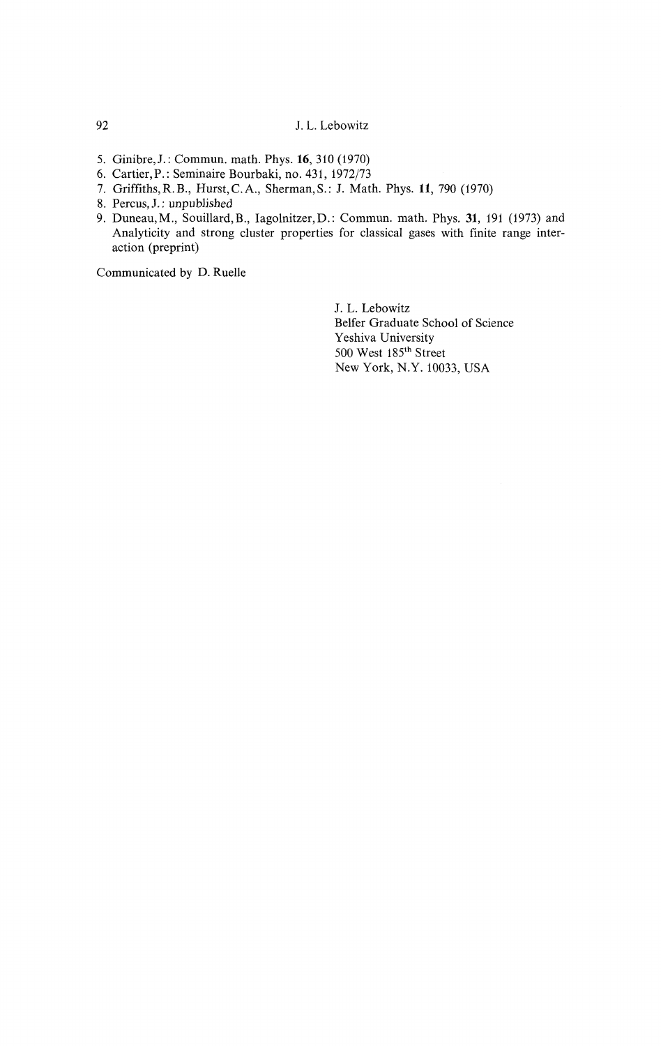5. Ginibre, J.: Commun. math. Phys. **16**, 310 (1970)
6. Cartier, P.: Seminaire Bourbaki, no. 431, 1972/73
7. Griffiths, R. B., Hurst, C. A., Sherman, S.: J. Math. Phys. **11**, 790 (1970)
8. Percus, J.: unpublished
9. Duneau, M., Souillard, B., Iagolnitzer, D.: Commun. math. Phys. **31**, 191 (1973) and Analyticity and strong cluster properties for classical gases with finite range interaction (preprint)

Communicated by D. Ruelle

J. L. Lebowitz
Belfer Graduate School of Science
Yeshiva University
500 West 185[th] Street
New York, N.Y. 10033, USA